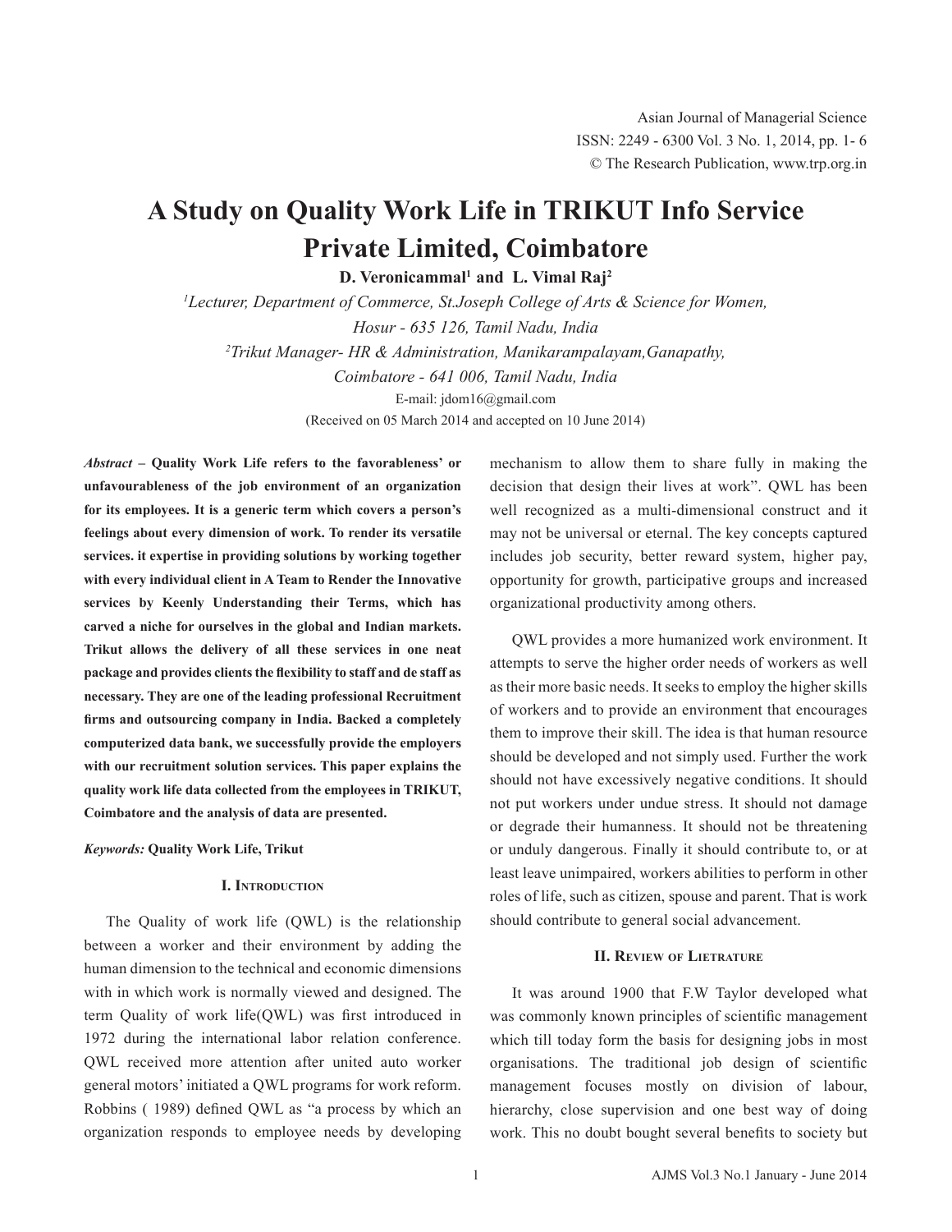# A Study on Quality Work Life in TRIKUT Info Service Private Limited, Coimbatore

**D. Veronicammal[1] and L. Vimal Raj[2]**

[1]*Lecturer, Department of Commerce, St.Joseph College of Arts & Science for Women, Hosur - 635 126, Tamil Nadu, India*

[2]*Trikut Manager- HR & Administration, Manikarampalayam,Ganapathy, Coimbatore - 641 006, Tamil Nadu, India*

E-mail: jdom16@gmail.com

(Received on 05 March 2014 and accepted on 10 June 2014)

***Abstract*** – **Quality Work Life refers to the favorableness' or unfavourableness of the job environment of an organization for its employees. It is a generic term which covers a person's feelings about every dimension of work. To render its versatile services. it expertise in providing solutions by working together with every individual client in A Team to Render the Innovative services by Keenly Understanding their Terms, which has carved a niche for ourselves in the global and Indian markets. Trikut allows the delivery of all these services in one neat package and provides clients the flexibility to staff and de staff as necessary. They are one of the leading professional Recruitment firms and outsourcing company in India. Backed a completely computerized data bank, we successfully provide the employers with our recruitment solution services. This paper explains the quality work life data collected from the employees in TRIKUT, Coimbatore and the analysis of data are presented.**

***Keywords:*** **Quality Work Life, Trikut**

## I. Introduction

The Quality of work life (QWL) is the relationship between a worker and their environment by adding the human dimension to the technical and economic dimensions with in which work is normally viewed and designed. The term Quality of work life(QWL) was first introduced in 1972 during the international labor relation conference. QWL received more attention after united auto worker general motors' initiated a QWL programs for work reform. Robbins ( 1989) defined QWL as "a process by which an organization responds to employee needs by developing mechanism to allow them to share fully in making the decision that design their lives at work". QWL has been well recognized as a multi-dimensional construct and it may not be universal or eternal. The key concepts captured includes job security, better reward system, higher pay, opportunity for growth, participative groups and increased organizational productivity among others.

QWL provides a more humanized work environment. It attempts to serve the higher order needs of workers as well as their more basic needs. It seeks to employ the higher skills of workers and to provide an environment that encourages them to improve their skill. The idea is that human resource should be developed and not simply used. Further the work should not have excessively negative conditions. It should not put workers under undue stress. It should not damage or degrade their humanness. It should not be threatening or unduly dangerous. Finally it should contribute to, or at least leave unimpaired, workers abilities to perform in other roles of life, such as citizen, spouse and parent. That is work should contribute to general social advancement.

## II. Review of Lietrature

It was around 1900 that F.W Taylor developed what was commonly known principles of scientific management which till today form the basis for designing jobs in most organisations. The traditional job design of scientific management focuses mostly on division of labour, hierarchy, close supervision and one best way of doing work. This no doubt bought several benefits to society but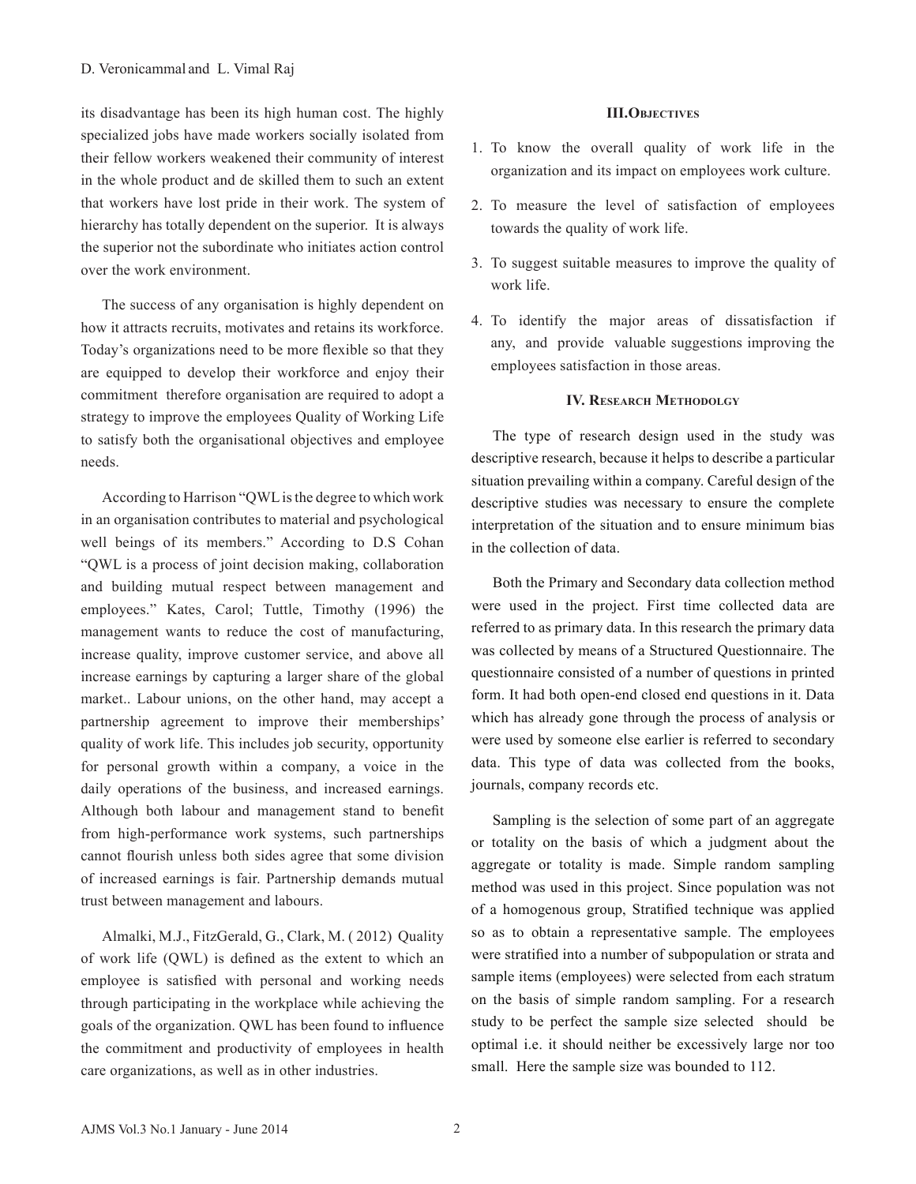its disadvantage has been its high human cost. The highly specialized jobs have made workers socially isolated from their fellow workers weakened their community of interest in the whole product and de skilled them to such an extent that workers have lost pride in their work. The system of hierarchy has totally dependent on the superior. It is always the superior not the subordinate who initiates action control over the work environment.

The success of any organisation is highly dependent on how it attracts recruits, motivates and retains its workforce. Today's organizations need to be more flexible so that they are equipped to develop their workforce and enjoy their commitment therefore organisation are required to adopt a strategy to improve the employees Quality of Working Life to satisfy both the organisational objectives and employee needs.

According to Harrison "QWL is the degree to which work in an organisation contributes to material and psychological well beings of its members." According to D.S Cohan "QWL is a process of joint decision making, collaboration and building mutual respect between management and employees." Kates, Carol; Tuttle, Timothy (1996) the management wants to reduce the cost of manufacturing, increase quality, improve customer service, and above all increase earnings by capturing a larger share of the global market.. Labour unions, on the other hand, may accept a partnership agreement to improve their memberships' quality of work life. This includes job security, opportunity for personal growth within a company, a voice in the daily operations of the business, and increased earnings. Although both labour and management stand to benefit from high-performance work systems, such partnerships cannot flourish unless both sides agree that some division of increased earnings is fair. Partnership demands mutual trust between management and labours.

Almalki, M.J., FitzGerald, G., Clark, M. ( 2012) Quality of work life (QWL) is defined as the extent to which an employee is satisfied with personal and working needs through participating in the workplace while achieving the goals of the organization. QWL has been found to influence the commitment and productivity of employees in health care organizations, as well as in other industries.

## III.Objectives

1. To know the overall quality of work life in the organization and its impact on employees work culture.
2. To measure the level of satisfaction of employees towards the quality of work life.
3. To suggest suitable measures to improve the quality of work life.
4. To identify the major areas of dissatisfaction if any, and provide valuable suggestions improving the employees satisfaction in those areas.

## IV. Research Methodolgy

The type of research design used in the study was descriptive research, because it helps to describe a particular situation prevailing within a company. Careful design of the descriptive studies was necessary to ensure the complete interpretation of the situation and to ensure minimum bias in the collection of data.

Both the Primary and Secondary data collection method were used in the project. First time collected data are referred to as primary data. In this research the primary data was collected by means of a Structured Questionnaire. The questionnaire consisted of a number of questions in printed form. It had both open-end closed end questions in it. Data which has already gone through the process of analysis or were used by someone else earlier is referred to secondary data. This type of data was collected from the books, journals, company records etc.

Sampling is the selection of some part of an aggregate or totality on the basis of which a judgment about the aggregate or totality is made. Simple random sampling method was used in this project. Since population was not of a homogenous group, Stratified technique was applied so as to obtain a representative sample. The employees were stratified into a number of subpopulation or strata and sample items (employees) were selected from each stratum on the basis of simple random sampling. For a research study to be perfect the sample size selected should be optimal i.e. it should neither be excessively large nor too small. Here the sample size was bounded to 112.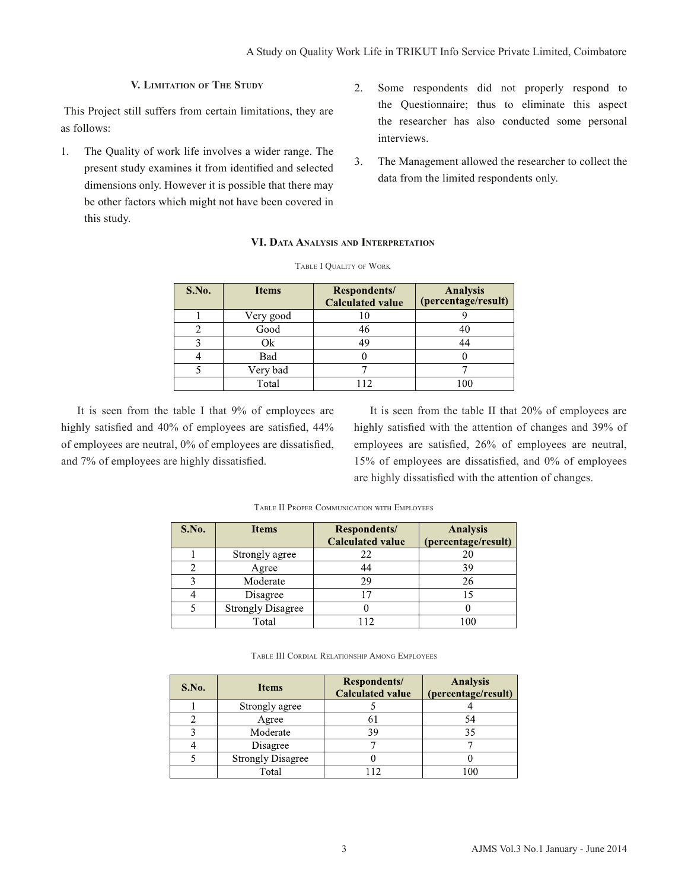## V. Limitation of The Study

This Project still suffers from certain limitations, they are as follows:

1. The Quality of work life involves a wider range. The present study examines it from identified and selected dimensions only. However it is possible that there may be other factors which might not have been covered in this study.
2. Some respondents did not properly respond to the Questionnaire; thus to eliminate this aspect the researcher has also conducted some personal interviews.
3. The Management allowed the researcher to collect the data from the limited respondents only.

## VI. Data Analysis and Interpretation

Table I Quality of Work

| S.No. | Items | Respondents/ Calculated value | Analysis (percentage/result) |
|---|---|---|---|
| 1 | Very good | 10 | 9 |
| 2 | Good | 46 | 40 |
| 3 | Ok | 49 | 44 |
| 4 | Bad | 0 | 0 |
| 5 | Very bad | 7 | 7 |
| | Total | 112 | 100 |

It is seen from the table I that 9% of employees are highly satisfied and 40% of employees are satisfied, 44% of employees are neutral, 0% of employees are dissatisfied, and 7% of employees are highly dissatisfied.

It is seen from the table II that 20% of employees are highly satisfied with the attention of changes and 39% of employees are satisfied, 26% of employees are neutral, 15% of employees are dissatisfied, and 0% of employees are highly dissatisfied with the attention of changes.

Table II Proper Communication with Employees

| S.No. | Items | Respondents/ Calculated value | Analysis (percentage/result) |
|---|---|---|---|
| 1 | Strongly agree | 22 | 20 |
| 2 | Agree | 44 | 39 |
| 3 | Moderate | 29 | 26 |
| 4 | Disagree | 17 | 15 |
| 5 | Strongly Disagree | 0 | 0 |
| | Total | 112 | 100 |

Table III Cordial Relationship Among Employees

| S.No. | Items | Respondents/ Calculated value | Analysis (percentage/result) |
|---|---|---|---|
| 1 | Strongly agree | 5 | 4 |
| 2 | Agree | 61 | 54 |
| 3 | Moderate | 39 | 35 |
| 4 | Disagree | 7 | 7 |
| 5 | Strongly Disagree | 0 | 0 |
| | Total | 112 | 100 |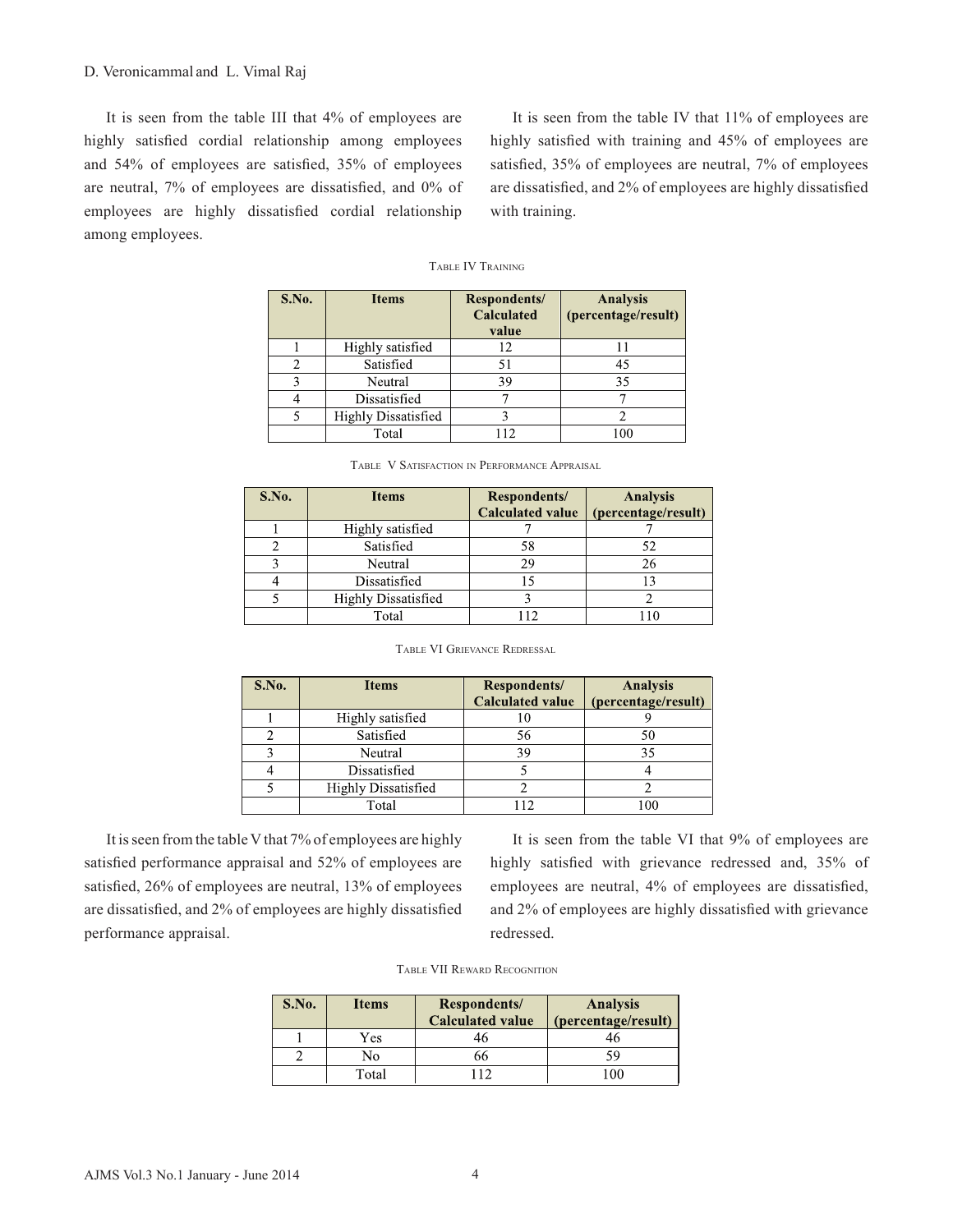It is seen from the table III that 4% of employees are highly satisfied cordial relationship among employees and 54% of employees are satisfied, 35% of employees are neutral, 7% of employees are dissatisfied, and 0% of employees are highly dissatisfied cordial relationship among employees.

It is seen from the table IV that 11% of employees are highly satisfied with training and 45% of employees are satisfied, 35% of employees are neutral, 7% of employees are dissatisfied, and 2% of employees are highly dissatisfied with training.

Table IV Training

| S.No. | Items | Respondents/ Calculated value | Analysis (percentage/result) |
|---|---|---|---|
| 1 | Highly satisfied | 12 | 11 |
| 2 | Satisfied | 51 | 45 |
| 3 | Neutral | 39 | 35 |
| 4 | Dissatisfied | 7 | 7 |
| 5 | Highly Dissatisfied | 3 | 2 |
| | Total | 112 | 100 |

Table V Satisfaction in Performance Appraisal

| S.No. | Items | Respondents/ Calculated value | Analysis (percentage/result) |
|---|---|---|---|
| 1 | Highly satisfied | 7 | 7 |
| 2 | Satisfied | 58 | 52 |
| 3 | Neutral | 29 | 26 |
| 4 | Dissatisfied | 15 | 13 |
| 5 | Highly Dissatisfied | 3 | 2 |
| | Total | 112 | 110 |

Table VI Grievance Redressal

| S.No. | Items | Respondents/ Calculated value | Analysis (percentage/result) |
|---|---|---|---|
| 1 | Highly satisfied | 10 | 9 |
| 2 | Satisfied | 56 | 50 |
| 3 | Neutral | 39 | 35 |
| 4 | Dissatisfied | 5 | 4 |
| 5 | Highly Dissatisfied | 2 | 2 |
| | Total | 112 | 100 |

It is seen from the table V that 7% of employees are highly satisfied performance appraisal and 52% of employees are satisfied, 26% of employees are neutral, 13% of employees are dissatisfied, and 2% of employees are highly dissatisfied performance appraisal.

It is seen from the table VI that 9% of employees are highly satisfied with grievance redressed and, 35% of employees are neutral, 4% of employees are dissatisfied, and 2% of employees are highly dissatisfied with grievance redressed.

Table VII Reward Recognition

| S.No. | Items | Respondents/ Calculated value | Analysis (percentage/result) |
|---|---|---|---|
| 1 | Yes | 46 | 46 |
| 2 | No | 66 | 59 |
| | Total | 112 | 100 |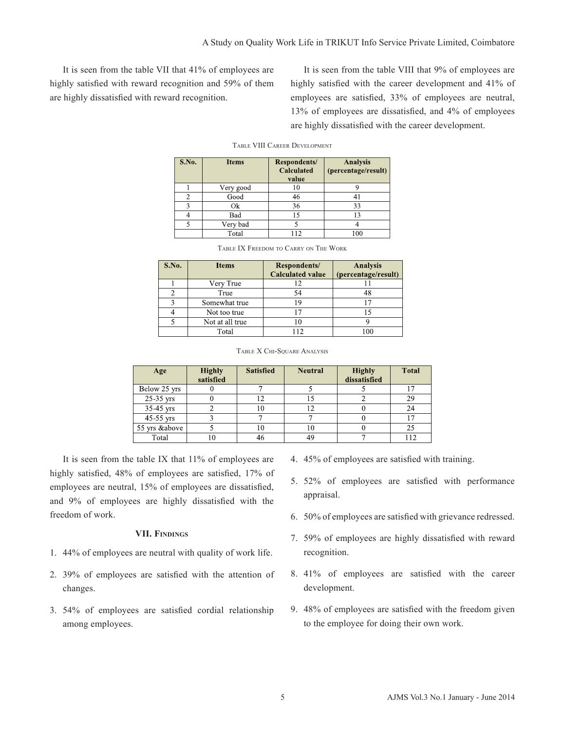It is seen from the table VII that 41% of employees are highly satisfied with reward recognition and 59% of them are highly dissatisfied with reward recognition.

It is seen from the table VIII that 9% of employees are highly satisfied with the career development and 41% of employees are satisfied, 33% of employees are neutral, 13% of employees are dissatisfied, and 4% of employees are highly dissatisfied with the career development.

Table VIII Career Development

| S.No. | Items | Respondents/ Calculated value | Analysis (percentage/result) |
|---|---|---|---|
| 1 | Very good | 10 | 9 |
| 2 | Good | 46 | 41 |
| 3 | Ok | 36 | 33 |
| 4 | Bad | 15 | 13 |
| 5 | Very bad | 5 | 4 |
| | Total | 112 | 100 |

Table IX Freedom to Carry on The Work

| S.No. | Items | Respondents/ Calculated value | Analysis (percentage/result) |
|---|---|---|---|
| 1 | Very True | 12 | 11 |
| 2 | True | 54 | 48 |
| 3 | Somewhat true | 19 | 17 |
| 4 | Not too true | 17 | 15 |
| 5 | Not at all true | 10 | 9 |
| | Total | 112 | 100 |

Table X Chi-Square Analysis

| Age | Highly satisfied | Satisfied | Neutral | Highly dissatisfied | Total |
|---|---|---|---|---|---|
| Below 25 yrs | 0 | 7 | 5 | 5 | 17 |
| 25-35 yrs | 0 | 12 | 15 | 2 | 29 |
| 35-45 yrs | 2 | 10 | 12 | 0 | 24 |
| 45-55 yrs | 3 | 7 | 7 | 0 | 17 |
| 55 yrs &above | 5 | 10 | 10 | 0 | 25 |
| Total | 10 | 46 | 49 | 7 | 112 |

It is seen from the table IX that 11% of employees are highly satisfied, 48% of employees are satisfied, 17% of employees are neutral, 15% of employees are dissatisfied, and 9% of employees are highly dissatisfied with the freedom of work.

## VII. Findings

1. 44% of employees are neutral with quality of work life.
2. 39% of employees are satisfied with the attention of changes.
3. 54% of employees are satisfied cordial relationship among employees.
4. 45% of employees are satisfied with training.
5. 52% of employees are satisfied with performance appraisal.
6. 50% of employees are satisfied with grievance redressed.
7. 59% of employees are highly dissatisfied with reward recognition.
8. 41% of employees are satisfied with the career development.
9. 48% of employees are satisfied with the freedom given to the employee for doing their own work.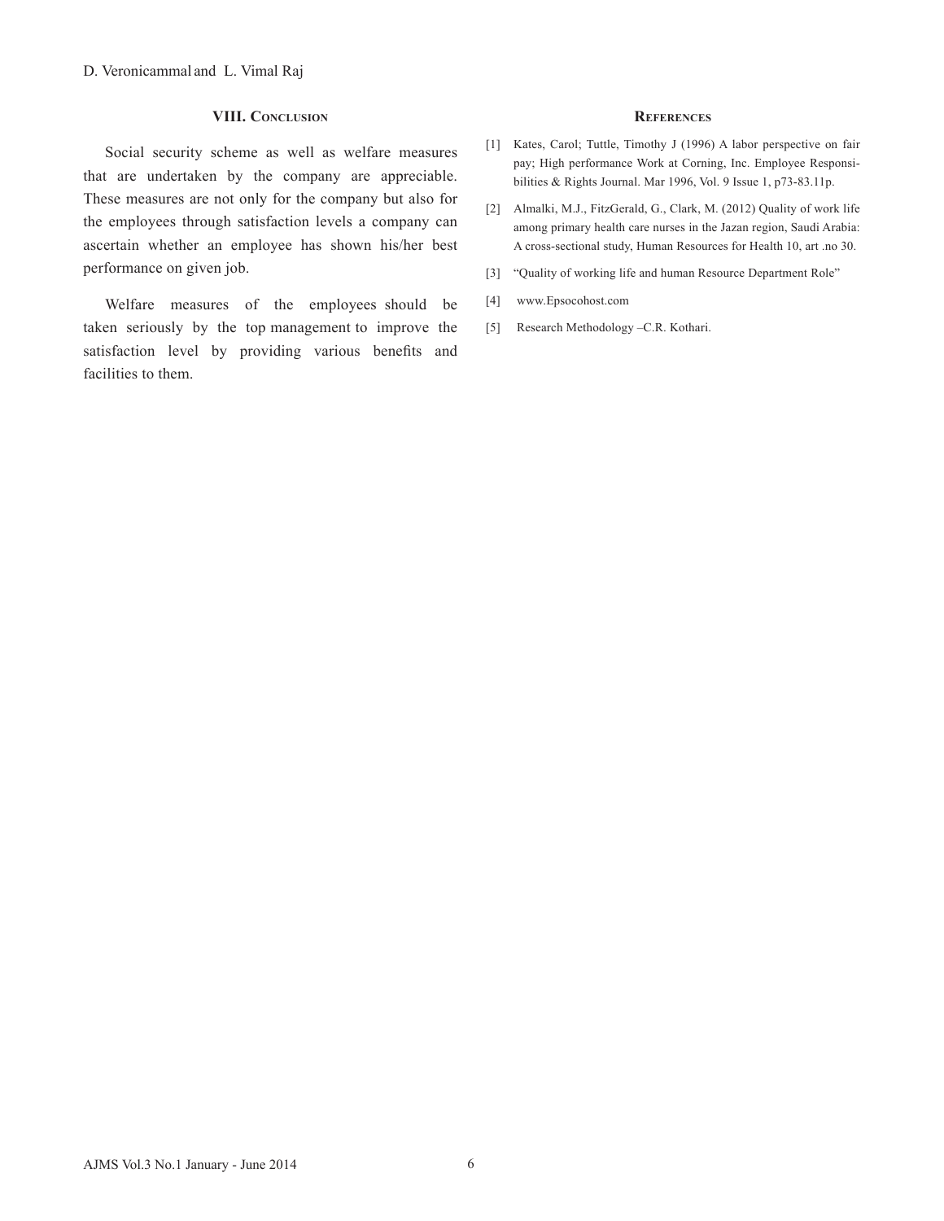## VIII. Conclusion

Social security scheme as well as welfare measures that are undertaken by the company are appreciable. These measures are not only for the company but also for the employees through satisfaction levels a company can ascertain whether an employee has shown his/her best performance on given job.

Welfare measures of the employees should be taken seriously by the top management to improve the satisfaction level by providing various benefits and facilities to them.

## References

[1] Kates, Carol; Tuttle, Timothy J (1996) A labor perspective on fair pay; High performance Work at Corning, Inc. Employee Responsibilities & Rights Journal. Mar 1996, Vol. 9 Issue 1, p73-83.11p.

[2] Almalki, M.J., FitzGerald, G., Clark, M. (2012) Quality of work life among primary health care nurses in the Jazan region, Saudi Arabia: A cross-sectional study, Human Resources for Health 10, art .no 30.

[3] "Quality of working life and human Resource Department Role"

[4] www.Epsocohost.com

[5] Research Methodology –C.R. Kothari.